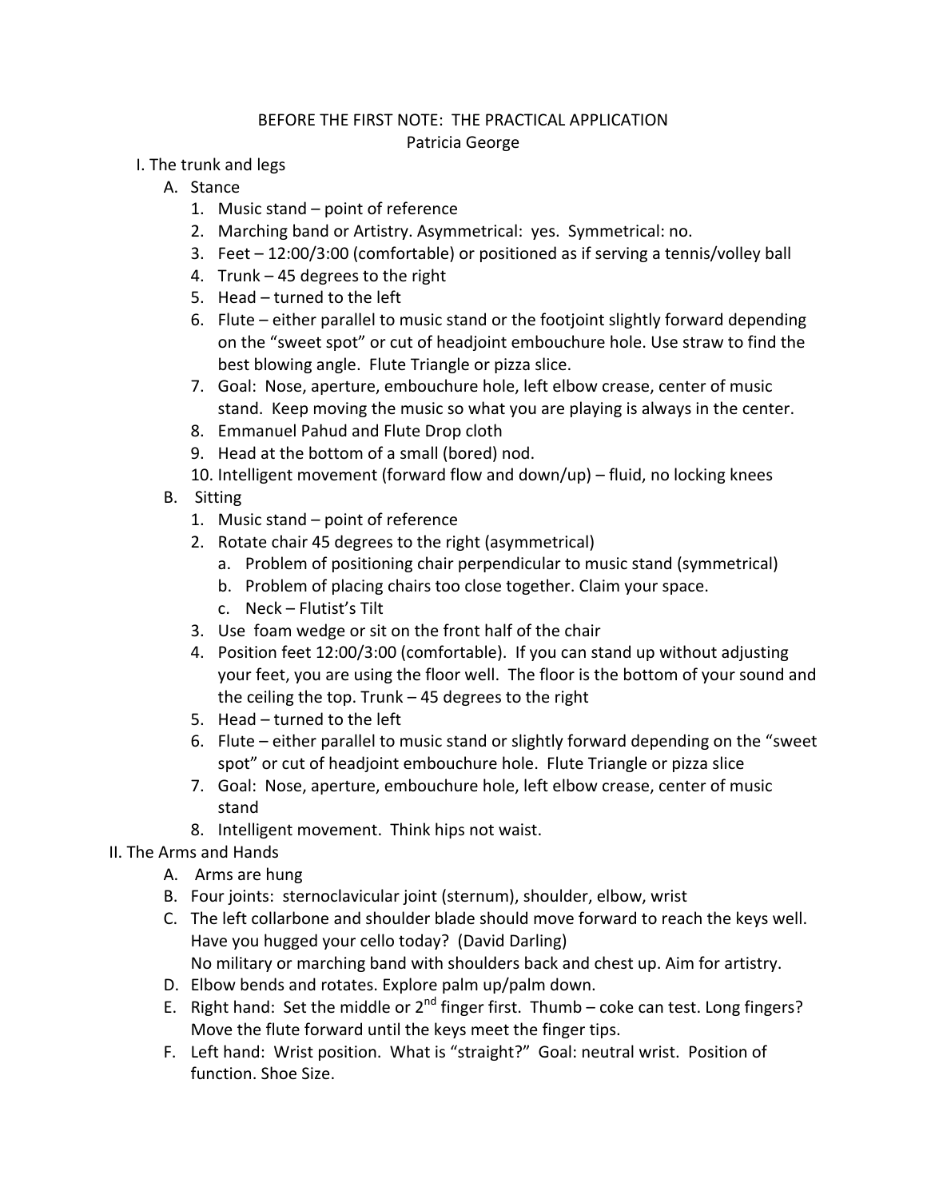# BEFORE THE FIRST NOTE: THE PRACTICAL APPLICATION

Patricia George

I. The trunk and legs

- A. Stance
    1. Music stand – point of reference
    2. Marching band or Artistry. Asymmetrical: yes. Symmetrical: no.
    3. Feet – 12:00/3:00 (comfortable) or positioned as if serving a tennis/volley ball
    4. Trunk – 45 degrees to the right
    5. Head – turned to the left
    6. Flute – either parallel to music stand or the footjoint slightly forward depending on the "sweet spot" or cut of headjoint embouchure hole. Use straw to find the best blowing angle. Flute Triangle or pizza slice.
    7. Goal: Nose, aperture, embouchure hole, left elbow crease, center of music stand. Keep moving the music so what you are playing is always in the center.
    8. Emmanuel Pahud and Flute Drop cloth
    9. Head at the bottom of a small (bored) nod.
    10. Intelligent movement (forward flow and down/up) – fluid, no locking knees
- B. Sitting
    1. Music stand – point of reference
    2. Rotate chair 45 degrees to the right (asymmetrical)
        - a. Problem of positioning chair perpendicular to music stand (symmetrical)
        - b. Problem of placing chairs too close together. Claim your space.
        - c. Neck – Flutist's Tilt
    3. Use foam wedge or sit on the front half of the chair
    4. Position feet 12:00/3:00 (comfortable). If you can stand up without adjusting your feet, you are using the floor well. The floor is the bottom of your sound and the ceiling the top. Trunk – 45 degrees to the right
    5. Head – turned to the left
    6. Flute – either parallel to music stand or slightly forward depending on the "sweet spot" or cut of headjoint embouchure hole. Flute Triangle or pizza slice
    7. Goal: Nose, aperture, embouchure hole, left elbow crease, center of music stand
    8. Intelligent movement. Think hips not waist.

II. The Arms and Hands

- A. Arms are hung
- B. Four joints: sternoclavicular joint (sternum), shoulder, elbow, wrist
- C. The left collarbone and shoulder blade should move forward to reach the keys well. Have you hugged your cello today? (David Darling)
  No military or marching band with shoulders back and chest up. Aim for artistry.
- D. Elbow bends and rotates. Explore palm up/palm down.
- E. Right hand: Set the middle or 2nd finger first. Thumb – coke can test. Long fingers? Move the flute forward until the keys meet the finger tips.
- F. Left hand: Wrist position. What is "straight?" Goal: neutral wrist. Position of function. Shoe Size.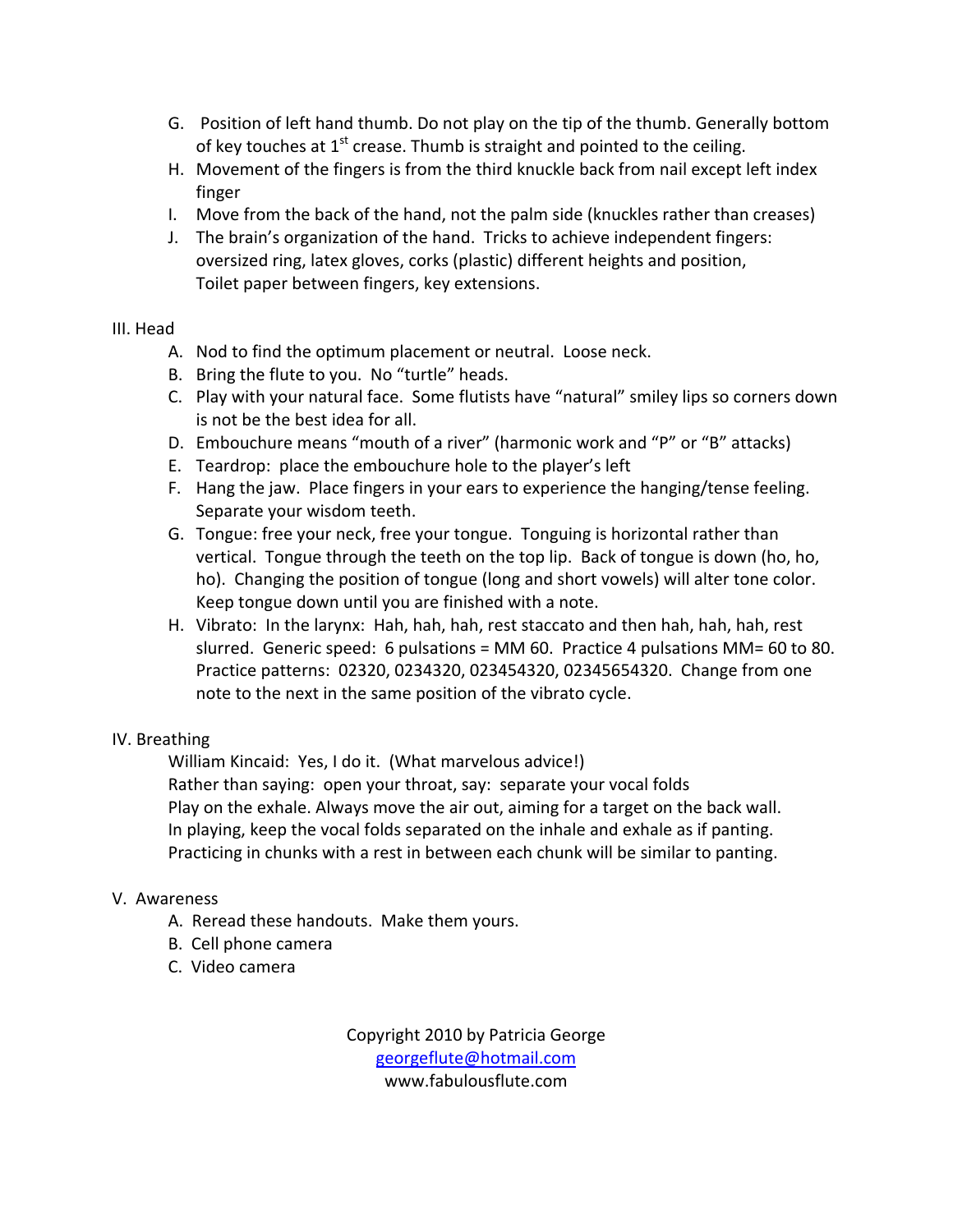G. Position of left hand thumb. Do not play on the tip of the thumb. Generally bottom of key touches at 1st crease. Thumb is straight and pointed to the ceiling.

H. Movement of the fingers is from the third knuckle back from nail except left index finger

I. Move from the back of the hand, not the palm side (knuckles rather than creases)

J. The brain's organization of the hand. Tricks to achieve independent fingers: oversized ring, latex gloves, corks (plastic) different heights and position, Toilet paper between fingers, key extensions.

III. Head

A. Nod to find the optimum placement or neutral. Loose neck.

B. Bring the flute to you. No "turtle" heads.

C. Play with your natural face. Some flutists have "natural" smiley lips so corners down is not be the best idea for all.

D. Embouchure means "mouth of a river" (harmonic work and "P" or "B" attacks)

E. Teardrop: place the embouchure hole to the player's left

F. Hang the jaw. Place fingers in your ears to experience the hanging/tense feeling. Separate your wisdom teeth.

G. Tongue: free your neck, free your tongue. Tonguing is horizontal rather than vertical. Tongue through the teeth on the top lip. Back of tongue is down (ho, ho, ho). Changing the position of tongue (long and short vowels) will alter tone color. Keep tongue down until you are finished with a note.

H. Vibrato: In the larynx: Hah, hah, hah, rest staccato and then hah, hah, hah, rest slurred. Generic speed: 6 pulsations = MM 60. Practice 4 pulsations MM= 60 to 80. Practice patterns: 02320, 0234320, 023454320, 02345654320. Change from one note to the next in the same position of the vibrato cycle.

IV. Breathing

William Kincaid: Yes, I do it. (What marvelous advice!)
Rather than saying: open your throat, say: separate your vocal folds
Play on the exhale. Always move the air out, aiming for a target on the back wall.
In playing, keep the vocal folds separated on the inhale and exhale as if panting.
Practicing in chunks with a rest in between each chunk will be similar to panting.

V. Awareness

A. Reread these handouts. Make them yours.

B. Cell phone camera

C. Video camera

Copyright 2010 by Patricia George
georgeflute@hotmail.com
www.fabulousflute.com